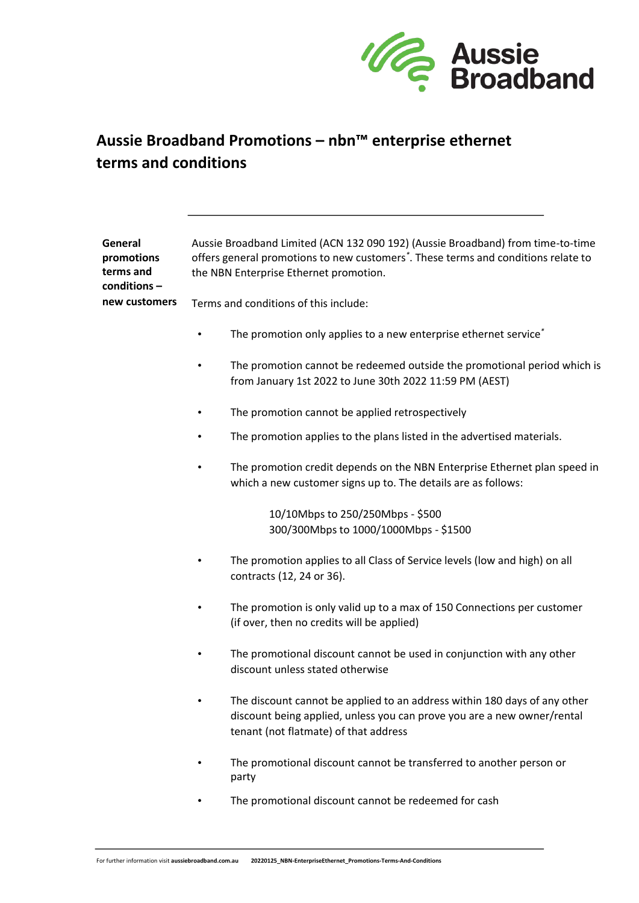# Aussie Broadband Promotions – nbn™ enterprise ethernet terms and conditions

**General promotions terms and conditions – new customers**

Aussie Broadband Limited (ACN 132 090 192) (Aussie Broadband) from time-to-time offers general promotions to new customers*. These terms and conditions relate to the NBN Enterprise Ethernet promotion.

Terms and conditions of this include:

- The promotion only applies to a new enterprise ethernet service*
- The promotion cannot be redeemed outside the promotional period which is from January 1st 2022 to June 30th 2022 11:59 PM (AEST)
- The promotion cannot be applied retrospectively
- The promotion applies to the plans listed in the advertised materials.
- The promotion credit depends on the NBN Enterprise Ethernet plan speed in which a new customer signs up to. The details are as follows:

  10/10Mbps to 250/250Mbps - $500
  300/300Mbps to 1000/1000Mbps - $1500

- The promotion applies to all Class of Service levels (low and high) on all contracts (12, 24 or 36).
- The promotion is only valid up to a max of 150 Connections per customer (if over, then no credits will be applied)
- The promotional discount cannot be used in conjunction with any other discount unless stated otherwise
- The discount cannot be applied to an address within 180 days of any other discount being applied, unless you can prove you are a new owner/rental tenant (not flatmate) of that address
- The promotional discount cannot be transferred to another person or party
- The promotional discount cannot be redeemed for cash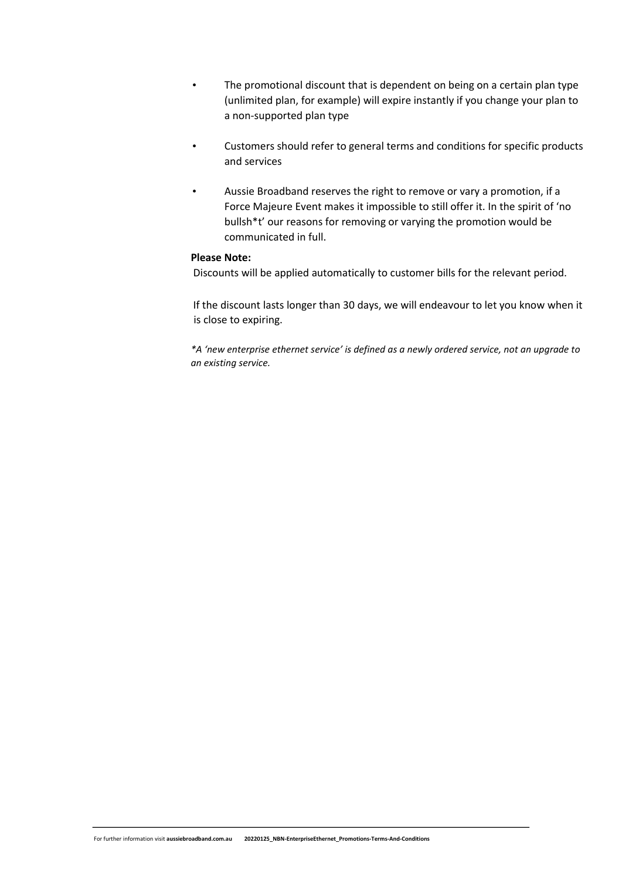- The promotional discount that is dependent on being on a certain plan type (unlimited plan, for example) will expire instantly if you change your plan to a non-supported plan type

- Customers should refer to general terms and conditions for specific products and services

- Aussie Broadband reserves the right to remove or vary a promotion, if a Force Majeure Event makes it impossible to still offer it. In the spirit of 'no bullsh*t' our reasons for removing or varying the promotion would be communicated in full.

**Please Note:**

Discounts will be applied automatically to customer bills for the relevant period.

If the discount lasts longer than 30 days, we will endeavour to let you know when it is close to expiring.

*\*A 'new enterprise ethernet service' is defined as a newly ordered service, not an upgrade to an existing service.*